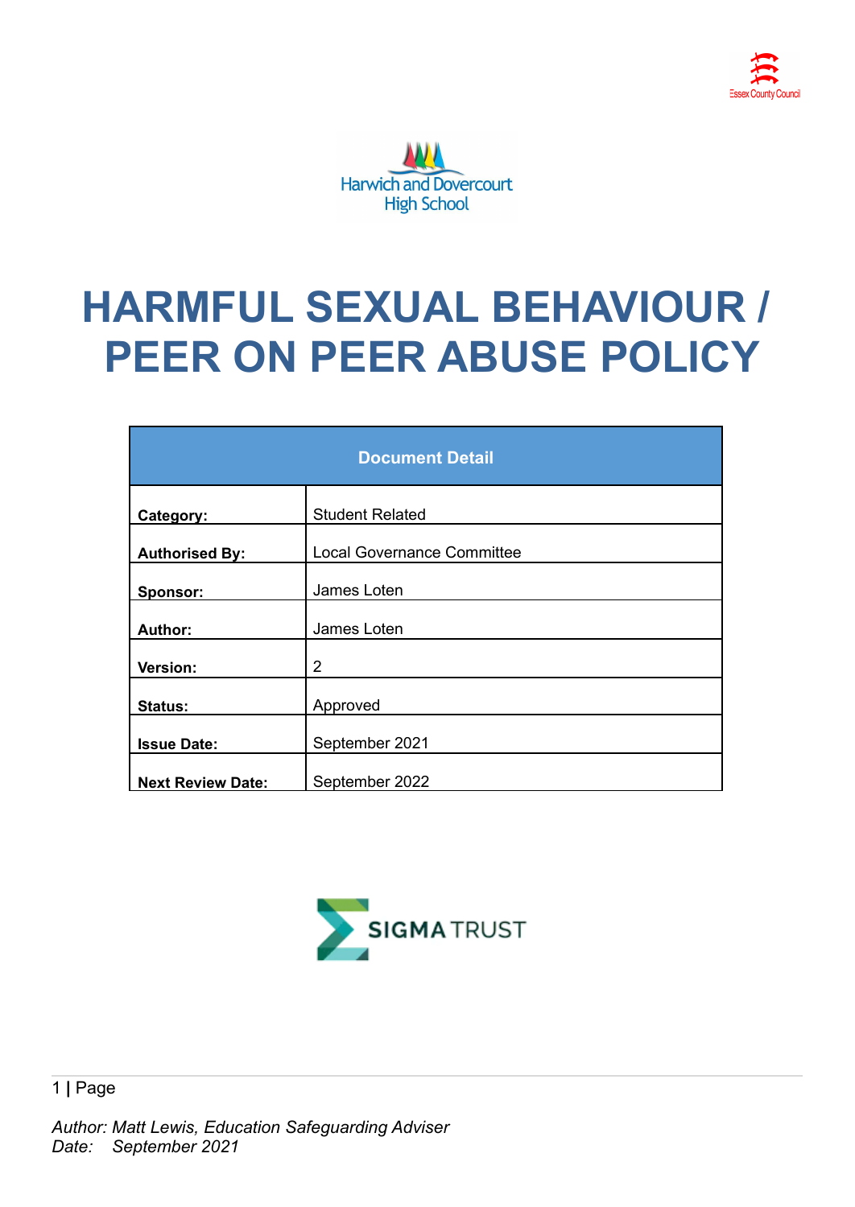Essex County Council

Harwich and Dovercourt High School

# HARMFUL SEXUAL BEHAVIOUR / PEER ON PEER ABUSE POLICY

| Document Detail | |
|---|---|
| **Category:** | Student Related |
| **Authorised By:** | Local Governance Committee |
| **Sponsor:** | James Loten |
| **Author:** | James Loten |
| **Version:** | 2 |
| **Status:** | Approved |
| **Issue Date:** | September 2021 |
| **Next Review Date:** | September 2022 |

SIGMA TRUST

*Author: Matt Lewis, Education Safeguarding Adviser*
*Date: September 2021*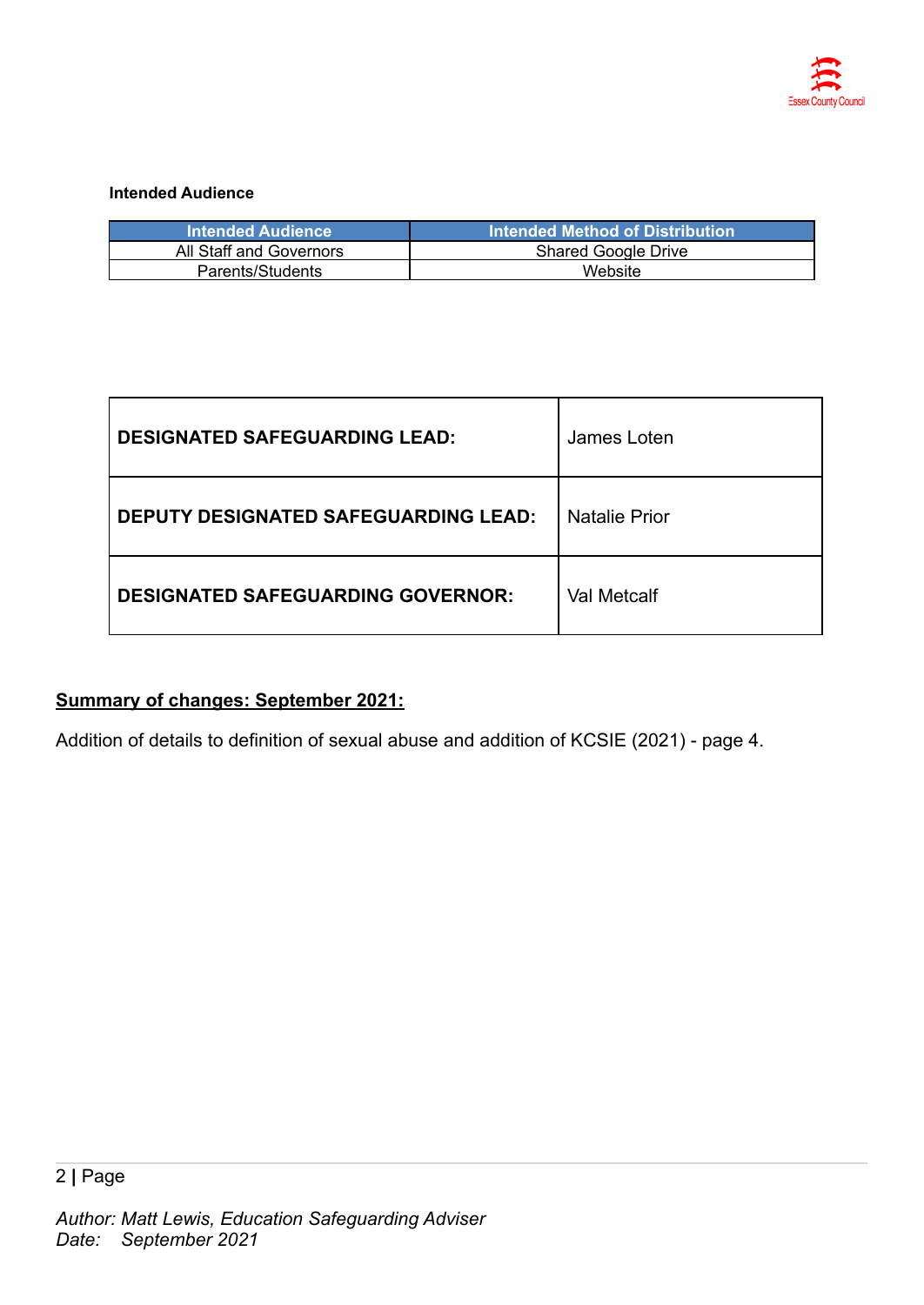**Intended Audience**

| Intended Audience | Intended Method of Distribution |
|---|---|
| All Staff and Governors | Shared Google Drive |
| Parents/Students | Website |

| | |
|---|---|
| **DESIGNATED SAFEGUARDING LEAD:** | James Loten |
| **DEPUTY DESIGNATED SAFEGUARDING LEAD:** | Natalie Prior |
| **DESIGNATED SAFEGUARDING GOVERNOR:** | Val Metcalf |

**Summary of changes: September 2021:**

Addition of details to definition of sexual abuse and addition of KCSIE (2021) - page 4.

*Author: Matt Lewis, Education Safeguarding Adviser*
*Date: September 2021*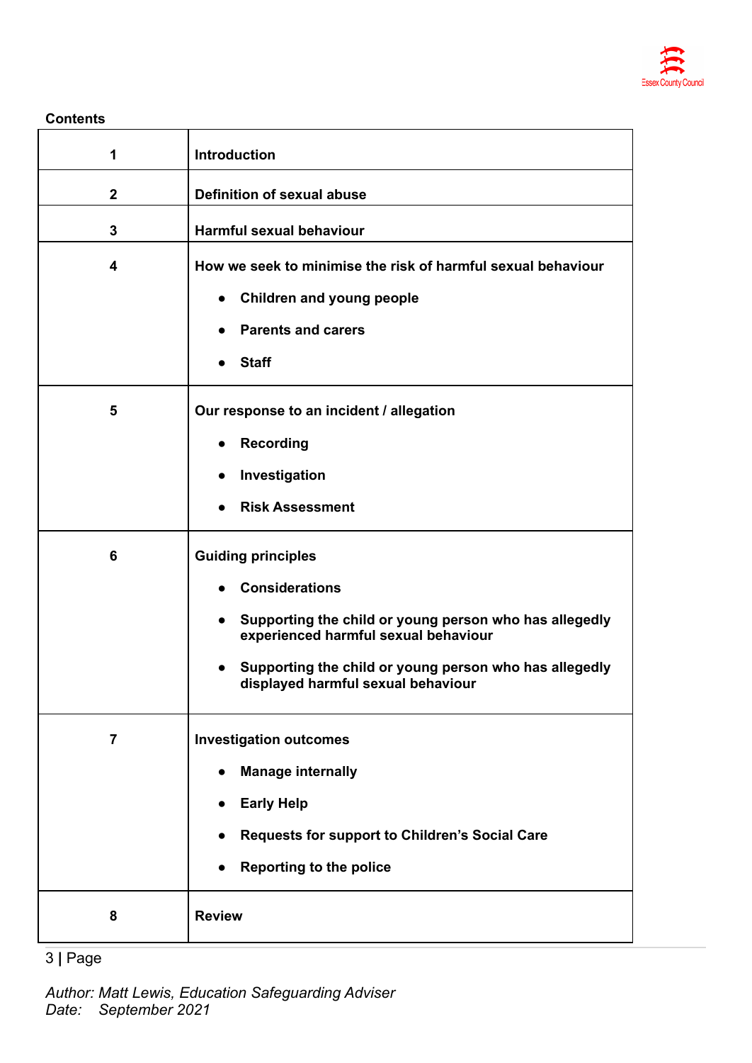**Contents**

| | |
|---|---|
| 1 | **Introduction** |
| 2 | **Definition of sexual abuse** |
| 3 | **Harmful sexual behaviour** |
| 4 | **How we seek to minimise the risk of harmful sexual behaviour**<br>• Children and young people<br>• Parents and carers<br>• Staff |
| 5 | **Our response to an incident / allegation**<br>• Recording<br>• Investigation<br>• Risk Assessment |
| 6 | **Guiding principles**<br>• Considerations<br>• Supporting the child or young person who has allegedly experienced harmful sexual behaviour<br>• Supporting the child or young person who has allegedly displayed harmful sexual behaviour |
| 7 | **Investigation outcomes**<br>• Manage internally<br>• Early Help<br>• Requests for support to Children's Social Care<br>• Reporting to the police |
| 8 | **Review** |

*Author: Matt Lewis, Education Safeguarding Adviser*
*Date: September 2021*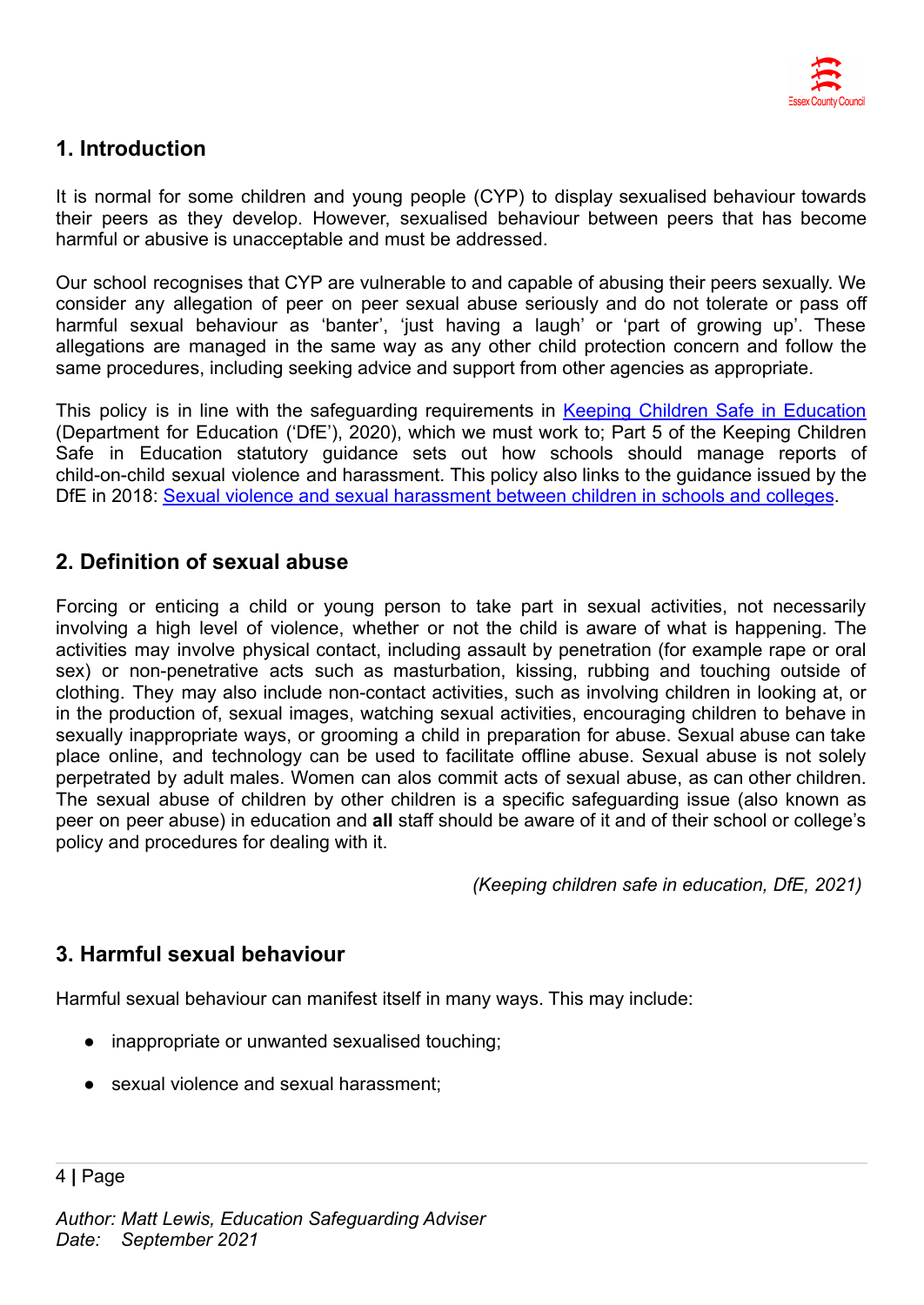## 1. Introduction

It is normal for some children and young people (CYP) to display sexualised behaviour towards their peers as they develop. However, sexualised behaviour between peers that has become harmful or abusive is unacceptable and must be addressed.

Our school recognises that CYP are vulnerable to and capable of abusing their peers sexually. We consider any allegation of peer on peer sexual abuse seriously and do not tolerate or pass off harmful sexual behaviour as 'banter', 'just having a laugh' or 'part of growing up'. These allegations are managed in the same way as any other child protection concern and follow the same procedures, including seeking advice and support from other agencies as appropriate.

This policy is in line with the safeguarding requirements in [Keeping Children Safe in Education]() (Department for Education ('DfE'), 2020), which we must work to; Part 5 of the Keeping Children Safe in Education statutory guidance sets out how schools should manage reports of child-on-child sexual violence and harassment. This policy also links to the guidance issued by the DfE in 2018: [Sexual violence and sexual harassment between children in schools and colleges]().

## 2. Definition of sexual abuse

Forcing or enticing a child or young person to take part in sexual activities, not necessarily involving a high level of violence, whether or not the child is aware of what is happening. The activities may involve physical contact, including assault by penetration (for example rape or oral sex) or non-penetrative acts such as masturbation, kissing, rubbing and touching outside of clothing. They may also include non-contact activities, such as involving children in looking at, or in the production of, sexual images, watching sexual activities, encouraging children to behave in sexually inappropriate ways, or grooming a child in preparation for abuse. Sexual abuse can take place online, and technology can be used to facilitate offline abuse. Sexual abuse is not solely perpetrated by adult males. Women can alos commit acts of sexual abuse, as can other children. The sexual abuse of children by other children is a specific safeguarding issue (also known as peer on peer abuse) in education and **all** staff should be aware of it and of their school or college's policy and procedures for dealing with it.

*(Keeping children safe in education, DfE, 2021)*

## 3. Harmful sexual behaviour

Harmful sexual behaviour can manifest itself in many ways. This may include:

- inappropriate or unwanted sexualised touching;
- sexual violence and sexual harassment;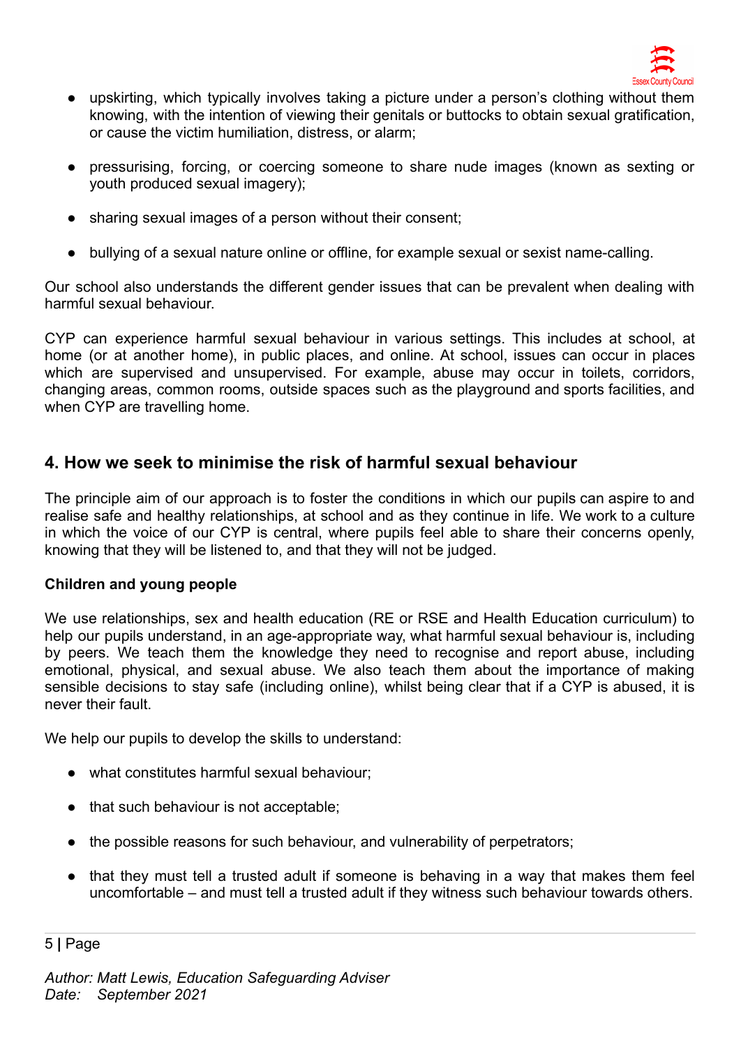- upskirting, which typically involves taking a picture under a person's clothing without them knowing, with the intention of viewing their genitals or buttocks to obtain sexual gratification, or cause the victim humiliation, distress, or alarm;

- pressurising, forcing, or coercing someone to share nude images (known as sexting or youth produced sexual imagery);

- sharing sexual images of a person without their consent;

- bullying of a sexual nature online or offline, for example sexual or sexist name-calling.

Our school also understands the different gender issues that can be prevalent when dealing with harmful sexual behaviour.

CYP can experience harmful sexual behaviour in various settings. This includes at school, at home (or at another home), in public places, and online. At school, issues can occur in places which are supervised and unsupervised. For example, abuse may occur in toilets, corridors, changing areas, common rooms, outside spaces such as the playground and sports facilities, and when CYP are travelling home.

## 4. How we seek to minimise the risk of harmful sexual behaviour

The principle aim of our approach is to foster the conditions in which our pupils can aspire to and realise safe and healthy relationships, at school and as they continue in life. We work to a culture in which the voice of our CYP is central, where pupils feel able to share their concerns openly, knowing that they will be listened to, and that they will not be judged.

**Children and young people**

We use relationships, sex and health education (RE or RSE and Health Education curriculum) to help our pupils understand, in an age-appropriate way, what harmful sexual behaviour is, including by peers. We teach them the knowledge they need to recognise and report abuse, including emotional, physical, and sexual abuse. We also teach them about the importance of making sensible decisions to stay safe (including online), whilst being clear that if a CYP is abused, it is never their fault.

We help our pupils to develop the skills to understand:

- what constitutes harmful sexual behaviour;

- that such behaviour is not acceptable;

- the possible reasons for such behaviour, and vulnerability of perpetrators;

- that they must tell a trusted adult if someone is behaving in a way that makes them feel uncomfortable – and must tell a trusted adult if they witness such behaviour towards others.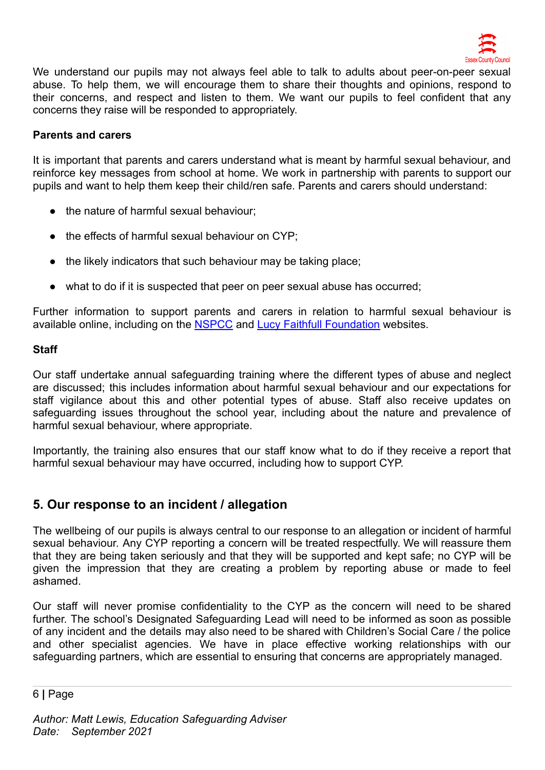We understand our pupils may not always feel able to talk to adults about peer-on-peer sexual abuse. To help them, we will encourage them to share their thoughts and opinions, respond to their concerns, and respect and listen to them. We want our pupils to feel confident that any concerns they raise will be responded to appropriately.

**Parents and carers**

It is important that parents and carers understand what is meant by harmful sexual behaviour, and reinforce key messages from school at home. We work in partnership with parents to support our pupils and want to help them keep their child/ren safe. Parents and carers should understand:

- the nature of harmful sexual behaviour;
- the effects of harmful sexual behaviour on CYP;
- the likely indicators that such behaviour may be taking place;
- what to do if it is suspected that peer on peer sexual abuse has occurred;

Further information to support parents and carers in relation to harmful sexual behaviour is available online, including on the NSPCC and Lucy Faithfull Foundation websites.

**Staff**

Our staff undertake annual safeguarding training where the different types of abuse and neglect are discussed; this includes information about harmful sexual behaviour and our expectations for staff vigilance about this and other potential types of abuse. Staff also receive updates on safeguarding issues throughout the school year, including about the nature and prevalence of harmful sexual behaviour, where appropriate.

Importantly, the training also ensures that our staff know what to do if they receive a report that harmful sexual behaviour may have occurred, including how to support CYP.

## 5. Our response to an incident / allegation

The wellbeing of our pupils is always central to our response to an allegation or incident of harmful sexual behaviour. Any CYP reporting a concern will be treated respectfully. We will reassure them that they are being taken seriously and that they will be supported and kept safe; no CYP will be given the impression that they are creating a problem by reporting abuse or made to feel ashamed.

Our staff will never promise confidentiality to the CYP as the concern will need to be shared further. The school's Designated Safeguarding Lead will need to be informed as soon as possible of any incident and the details may also need to be shared with Children's Social Care / the police and other specialist agencies. We have in place effective working relationships with our safeguarding partners, which are essential to ensuring that concerns are appropriately managed.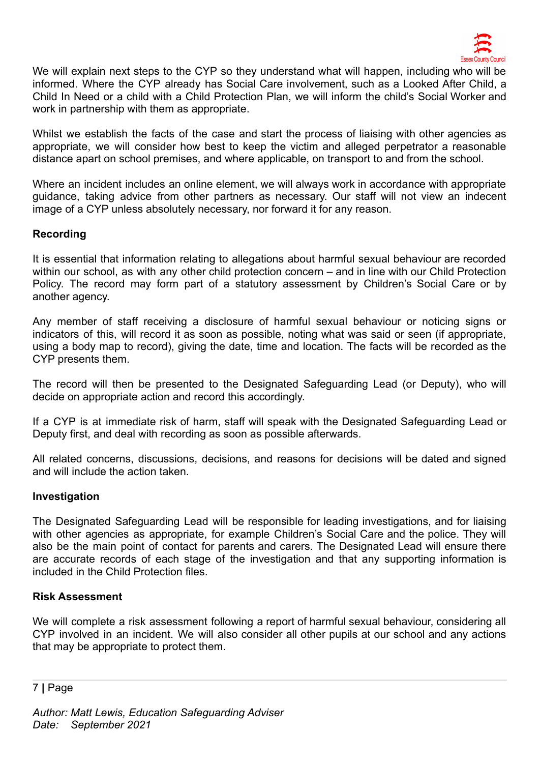We will explain next steps to the CYP so they understand what will happen, including who will be informed. Where the CYP already has Social Care involvement, such as a Looked After Child, a Child In Need or a child with a Child Protection Plan, we will inform the child's Social Worker and work in partnership with them as appropriate.

Whilst we establish the facts of the case and start the process of liaising with other agencies as appropriate, we will consider how best to keep the victim and alleged perpetrator a reasonable distance apart on school premises, and where applicable, on transport to and from the school.

Where an incident includes an online element, we will always work in accordance with appropriate guidance, taking advice from other partners as necessary. Our staff will not view an indecent image of a CYP unless absolutely necessary, nor forward it for any reason.

**Recording**

It is essential that information relating to allegations about harmful sexual behaviour are recorded within our school, as with any other child protection concern – and in line with our Child Protection Policy. The record may form part of a statutory assessment by Children's Social Care or by another agency.

Any member of staff receiving a disclosure of harmful sexual behaviour or noticing signs or indicators of this, will record it as soon as possible, noting what was said or seen (if appropriate, using a body map to record), giving the date, time and location. The facts will be recorded as the CYP presents them.

The record will then be presented to the Designated Safeguarding Lead (or Deputy), who will decide on appropriate action and record this accordingly.

If a CYP is at immediate risk of harm, staff will speak with the Designated Safeguarding Lead or Deputy first, and deal with recording as soon as possible afterwards.

All related concerns, discussions, decisions, and reasons for decisions will be dated and signed and will include the action taken.

**Investigation**

The Designated Safeguarding Lead will be responsible for leading investigations, and for liaising with other agencies as appropriate, for example Children's Social Care and the police. They will also be the main point of contact for parents and carers. The Designated Lead will ensure there are accurate records of each stage of the investigation and that any supporting information is included in the Child Protection files.

**Risk Assessment**

We will complete a risk assessment following a report of harmful sexual behaviour, considering all CYP involved in an incident. We will also consider all other pupils at our school and any actions that may be appropriate to protect them.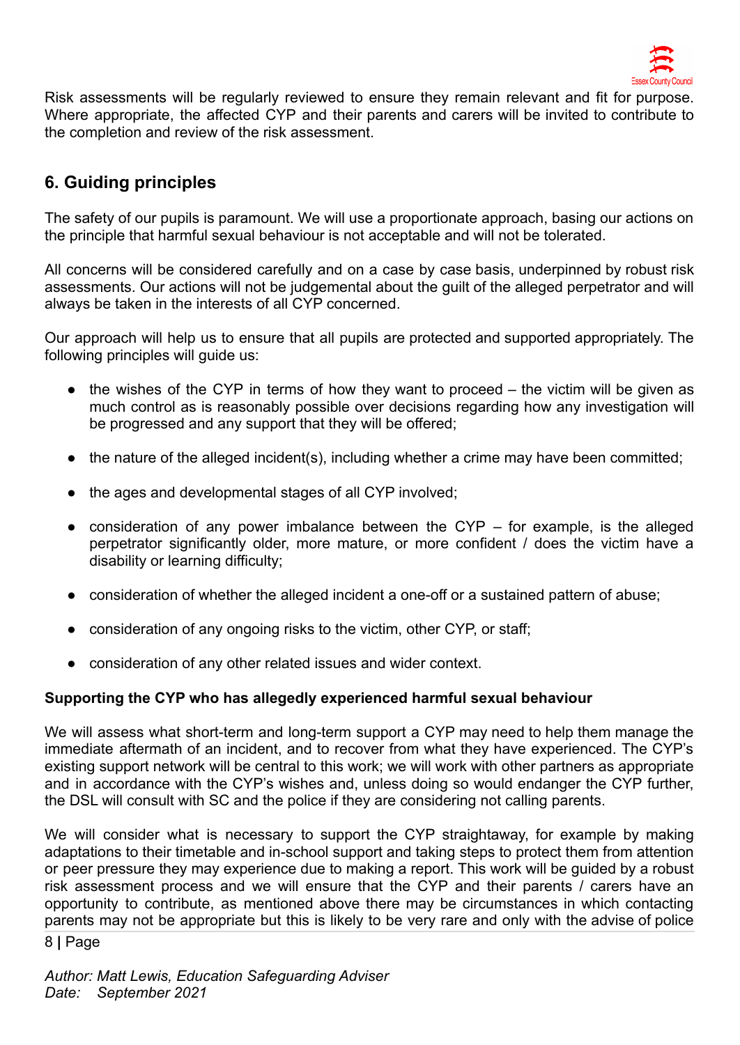Risk assessments will be regularly reviewed to ensure they remain relevant and fit for purpose. Where appropriate, the affected CYP and their parents and carers will be invited to contribute to the completion and review of the risk assessment.

## 6. Guiding principles

The safety of our pupils is paramount. We will use a proportionate approach, basing our actions on the principle that harmful sexual behaviour is not acceptable and will not be tolerated.

All concerns will be considered carefully and on a case by case basis, underpinned by robust risk assessments. Our actions will not be judgemental about the guilt of the alleged perpetrator and will always be taken in the interests of all CYP concerned.

Our approach will help us to ensure that all pupils are protected and supported appropriately. The following principles will guide us:

- the wishes of the CYP in terms of how they want to proceed – the victim will be given as much control as is reasonably possible over decisions regarding how any investigation will be progressed and any support that they will be offered;
- the nature of the alleged incident(s), including whether a crime may have been committed;
- the ages and developmental stages of all CYP involved;
- consideration of any power imbalance between the CYP – for example, is the alleged perpetrator significantly older, more mature, or more confident / does the victim have a disability or learning difficulty;
- consideration of whether the alleged incident a one-off or a sustained pattern of abuse;
- consideration of any ongoing risks to the victim, other CYP, or staff;
- consideration of any other related issues and wider context.

**Supporting the CYP who has allegedly experienced harmful sexual behaviour**

We will assess what short-term and long-term support a CYP may need to help them manage the immediate aftermath of an incident, and to recover from what they have experienced. The CYP's existing support network will be central to this work; we will work with other partners as appropriate and in accordance with the CYP's wishes and, unless doing so would endanger the CYP further, the DSL will consult with SC and the police if they are considering not calling parents.

We will consider what is necessary to support the CYP straightaway, for example by making adaptations to their timetable and in-school support and taking steps to protect them from attention or peer pressure they may experience due to making a report. This work will be guided by a robust risk assessment process and we will ensure that the CYP and their parents / carers have an opportunity to contribute, as mentioned above there may be circumstances in which contacting parents may not be appropriate but this is likely to be very rare and only with the advise of police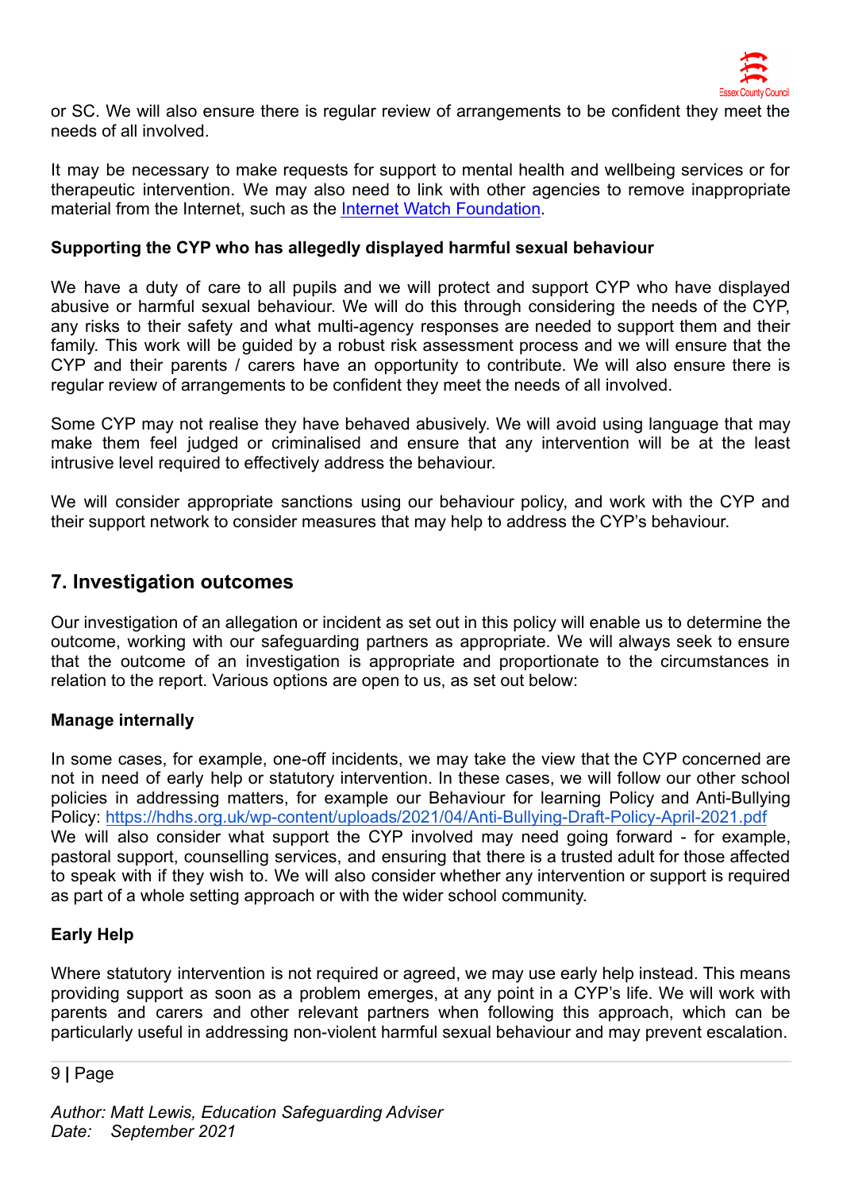or SC. We will also ensure there is regular review of arrangements to be confident they meet the needs of all involved.

It may be necessary to make requests for support to mental health and wellbeing services or for therapeutic intervention. We may also need to link with other agencies to remove inappropriate material from the Internet, such as the [Internet Watch Foundation](https://www.iwf.org.uk).

**Supporting the CYP who has allegedly displayed harmful sexual behaviour**

We have a duty of care to all pupils and we will protect and support CYP who have displayed abusive or harmful sexual behaviour. We will do this through considering the needs of the CYP, any risks to their safety and what multi-agency responses are needed to support them and their family. This work will be guided by a robust risk assessment process and we will ensure that the CYP and their parents / carers have an opportunity to contribute. We will also ensure there is regular review of arrangements to be confident they meet the needs of all involved.

Some CYP may not realise they have behaved abusively. We will avoid using language that may make them feel judged or criminalised and ensure that any intervention will be at the least intrusive level required to effectively address the behaviour.

We will consider appropriate sanctions using our behaviour policy, and work with the CYP and their support network to consider measures that may help to address the CYP's behaviour.

## 7. Investigation outcomes

Our investigation of an allegation or incident as set out in this policy will enable us to determine the outcome, working with our safeguarding partners as appropriate. We will always seek to ensure that the outcome of an investigation is appropriate and proportionate to the circumstances in relation to the report. Various options are open to us, as set out below:

**Manage internally**

In some cases, for example, one-off incidents, we may take the view that the CYP concerned are not in need of early help or statutory intervention. In these cases, we will follow our other school policies in addressing matters, for example our Behaviour for learning Policy and Anti-Bullying Policy: https://hdhs.org.uk/wp-content/uploads/2021/04/Anti-Bullying-Draft-Policy-April-2021.pdf
We will also consider what support the CYP involved may need going forward - for example, pastoral support, counselling services, and ensuring that there is a trusted adult for those affected to speak with if they wish to. We will also consider whether any intervention or support is required as part of a whole setting approach or with the wider school community.

**Early Help**

Where statutory intervention is not required or agreed, we may use early help instead. This means providing support as soon as a problem emerges, at any point in a CYP's life. We will work with parents and carers and other relevant partners when following this approach, which can be particularly useful in addressing non-violent harmful sexual behaviour and may prevent escalation.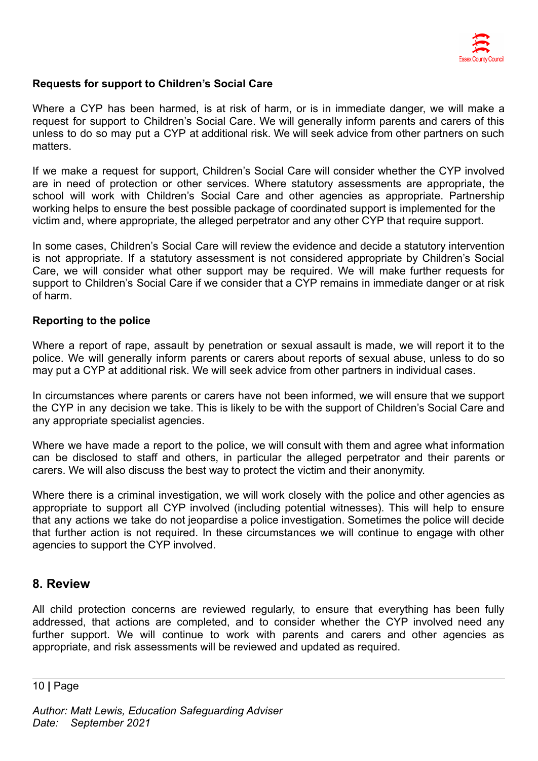**Requests for support to Children's Social Care**

Where a CYP has been harmed, is at risk of harm, or is in immediate danger, we will make a request for support to Children's Social Care. We will generally inform parents and carers of this unless to do so may put a CYP at additional risk. We will seek advice from other partners on such matters.

If we make a request for support, Children's Social Care will consider whether the CYP involved are in need of protection or other services. Where statutory assessments are appropriate, the school will work with Children's Social Care and other agencies as appropriate. Partnership working helps to ensure the best possible package of coordinated support is implemented for the victim and, where appropriate, the alleged perpetrator and any other CYP that require support.

In some cases, Children's Social Care will review the evidence and decide a statutory intervention is not appropriate. If a statutory assessment is not considered appropriate by Children's Social Care, we will consider what other support may be required. We will make further requests for support to Children's Social Care if we consider that a CYP remains in immediate danger or at risk of harm.

**Reporting to the police**

Where a report of rape, assault by penetration or sexual assault is made, we will report it to the police. We will generally inform parents or carers about reports of sexual abuse, unless to do so may put a CYP at additional risk. We will seek advice from other partners in individual cases.

In circumstances where parents or carers have not been informed, we will ensure that we support the CYP in any decision we take. This is likely to be with the support of Children's Social Care and any appropriate specialist agencies.

Where we have made a report to the police, we will consult with them and agree what information can be disclosed to staff and others, in particular the alleged perpetrator and their parents or carers. We will also discuss the best way to protect the victim and their anonymity.

Where there is a criminal investigation, we will work closely with the police and other agencies as appropriate to support all CYP involved (including potential witnesses). This will help to ensure that any actions we take do not jeopardise a police investigation. Sometimes the police will decide that further action is not required. In these circumstances we will continue to engage with other agencies to support the CYP involved.

## 8. Review

All child protection concerns are reviewed regularly, to ensure that everything has been fully addressed, that actions are completed, and to consider whether the CYP involved need any further support. We will continue to work with parents and carers and other agencies as appropriate, and risk assessments will be reviewed and updated as required.